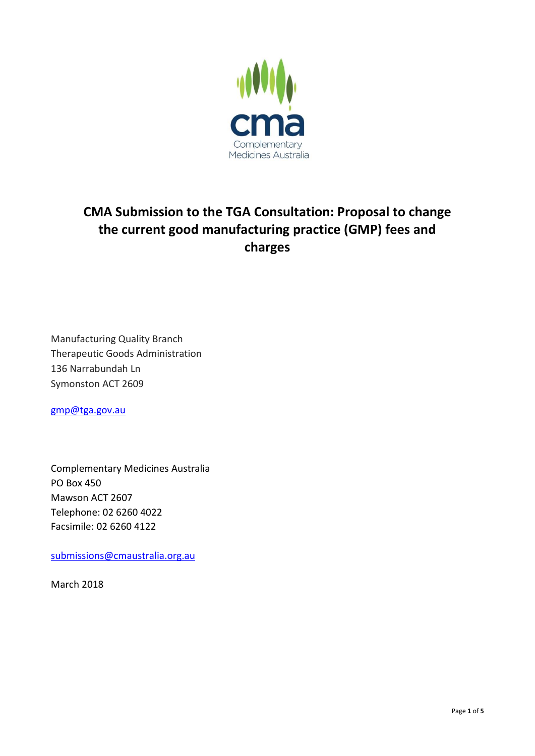# CMA Submission to the TGA Consultation: Proposal to change the current good manufacturing practice (GMP) fees and charges

Manufacturing Quality Branch
Therapeutic Goods Administration
136 Narrabundah Ln
Symonston ACT 2609

gmp@tga.gov.au

Complementary Medicines Australia
PO Box 450
Mawson ACT 2607
Telephone: 02 6260 4022
Facsimile: 02 6260 4122

submissions@cmaustralia.org.au

March 2018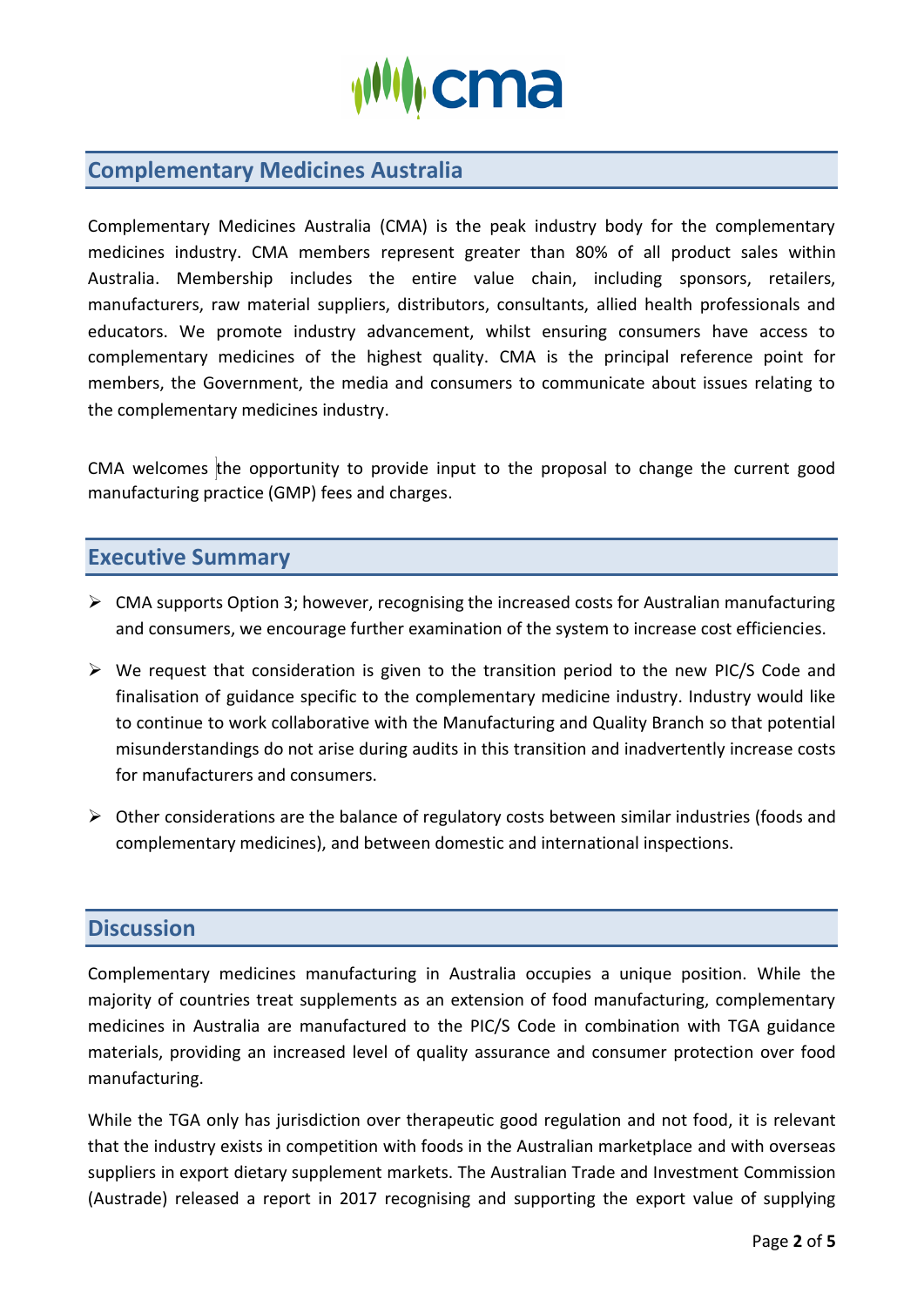## Complementary Medicines Australia

Complementary Medicines Australia (CMA) is the peak industry body for the complementary medicines industry. CMA members represent greater than 80% of all product sales within Australia. Membership includes the entire value chain, including sponsors, retailers, manufacturers, raw material suppliers, distributors, consultants, allied health professionals and educators. We promote industry advancement, whilst ensuring consumers have access to complementary medicines of the highest quality. CMA is the principal reference point for members, the Government, the media and consumers to communicate about issues relating to the complementary medicines industry.

CMA welcomes the opportunity to provide input to the proposal to change the current good manufacturing practice (GMP) fees and charges.

## Executive Summary

- CMA supports Option 3; however, recognising the increased costs for Australian manufacturing and consumers, we encourage further examination of the system to increase cost efficiencies.
- We request that consideration is given to the transition period to the new PIC/S Code and finalisation of guidance specific to the complementary medicine industry. Industry would like to continue to work collaborative with the Manufacturing and Quality Branch so that potential misunderstandings do not arise during audits in this transition and inadvertently increase costs for manufacturers and consumers.
- Other considerations are the balance of regulatory costs between similar industries (foods and complementary medicines), and between domestic and international inspections.

## Discussion

Complementary medicines manufacturing in Australia occupies a unique position. While the majority of countries treat supplements as an extension of food manufacturing, complementary medicines in Australia are manufactured to the PIC/S Code in combination with TGA guidance materials, providing an increased level of quality assurance and consumer protection over food manufacturing.

While the TGA only has jurisdiction over therapeutic good regulation and not food, it is relevant that the industry exists in competition with foods in the Australian marketplace and with overseas suppliers in export dietary supplement markets. The Australian Trade and Investment Commission (Austrade) released a report in 2017 recognising and supporting the export value of supplying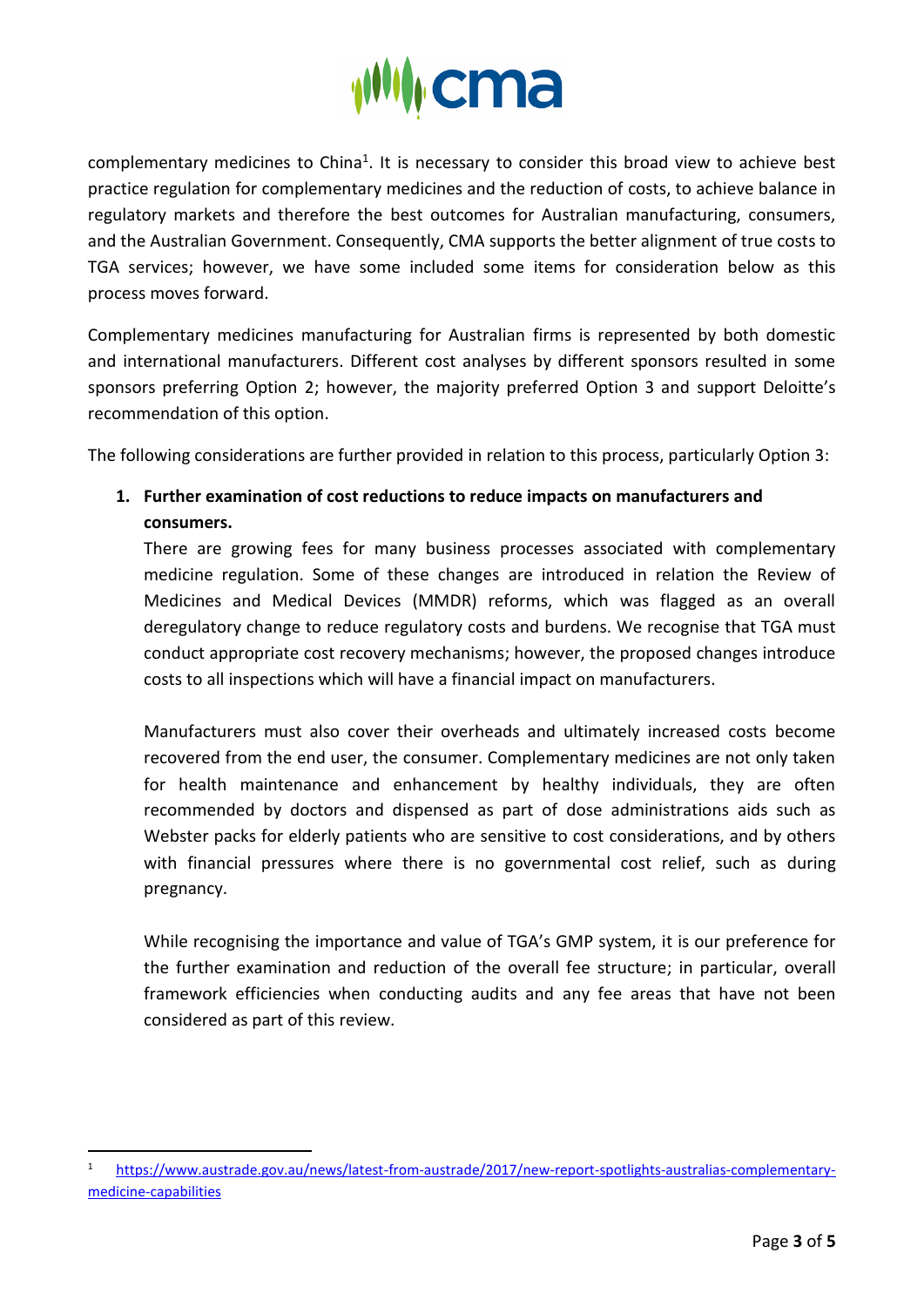complementary medicines to China[1]. It is necessary to consider this broad view to achieve best practice regulation for complementary medicines and the reduction of costs, to achieve balance in regulatory markets and therefore the best outcomes for Australian manufacturing, consumers, and the Australian Government. Consequently, CMA supports the better alignment of true costs to TGA services; however, we have some included some items for consideration below as this process moves forward.

Complementary medicines manufacturing for Australian firms is represented by both domestic and international manufacturers. Different cost analyses by different sponsors resulted in some sponsors preferring Option 2; however, the majority preferred Option 3 and support Deloitte's recommendation of this option.

The following considerations are further provided in relation to this process, particularly Option 3:

1. **Further examination of cost reductions to reduce impacts on manufacturers and consumers.**

   There are growing fees for many business processes associated with complementary medicine regulation. Some of these changes are introduced in relation the Review of Medicines and Medical Devices (MMDR) reforms, which was flagged as an overall deregulatory change to reduce regulatory costs and burdens. We recognise that TGA must conduct appropriate cost recovery mechanisms; however, the proposed changes introduce costs to all inspections which will have a financial impact on manufacturers.

   Manufacturers must also cover their overheads and ultimately increased costs become recovered from the end user, the consumer. Complementary medicines are not only taken for health maintenance and enhancement by healthy individuals, they are often recommended by doctors and dispensed as part of dose administrations aids such as Webster packs for elderly patients who are sensitive to cost considerations, and by others with financial pressures where there is no governmental cost relief, such as during pregnancy.

   While recognising the importance and value of TGA's GMP system, it is our preference for the further examination and reduction of the overall fee structure; in particular, overall framework efficiencies when conducting audits and any fee areas that have not been considered as part of this review.

---

[1] https://www.austrade.gov.au/news/latest-from-austrade/2017/new-report-spotlights-australias-complementary-medicine-capabilities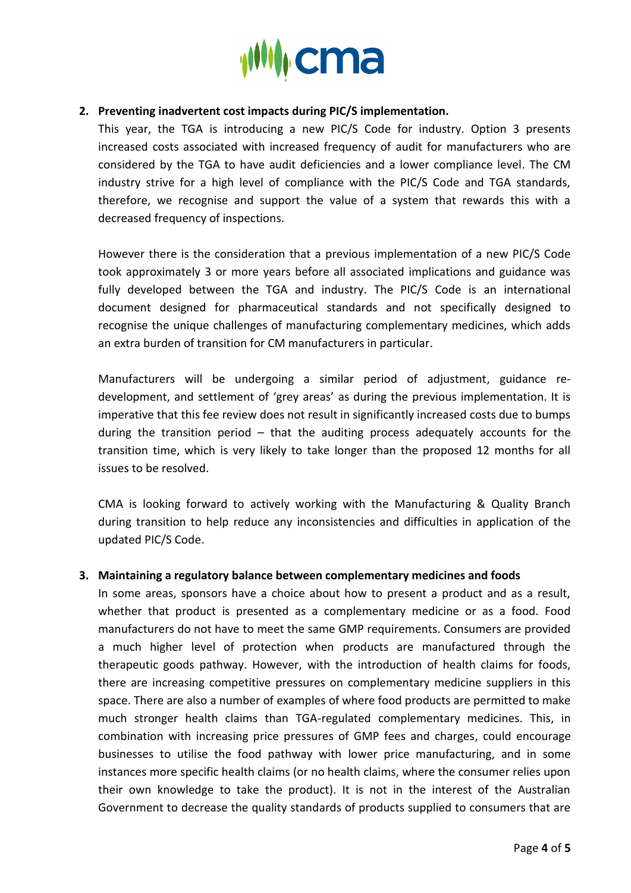2. **Preventing inadvertent cost impacts during PIC/S implementation.**

   This year, the TGA is introducing a new PIC/S Code for industry. Option 3 presents increased costs associated with increased frequency of audit for manufacturers who are considered by the TGA to have audit deficiencies and a lower compliance level. The CM industry strive for a high level of compliance with the PIC/S Code and TGA standards, therefore, we recognise and support the value of a system that rewards this with a decreased frequency of inspections.

   However there is the consideration that a previous implementation of a new PIC/S Code took approximately 3 or more years before all associated implications and guidance was fully developed between the TGA and industry. The PIC/S Code is an international document designed for pharmaceutical standards and not specifically designed to recognise the unique challenges of manufacturing complementary medicines, which adds an extra burden of transition for CM manufacturers in particular.

   Manufacturers will be undergoing a similar period of adjustment, guidance re-development, and settlement of 'grey areas' as during the previous implementation. It is imperative that this fee review does not result in significantly increased costs due to bumps during the transition period – that the auditing process adequately accounts for the transition time, which is very likely to take longer than the proposed 12 months for all issues to be resolved.

   CMA is looking forward to actively working with the Manufacturing & Quality Branch during transition to help reduce any inconsistencies and difficulties in application of the updated PIC/S Code.

3. **Maintaining a regulatory balance between complementary medicines and foods**

   In some areas, sponsors have a choice about how to present a product and as a result, whether that product is presented as a complementary medicine or as a food. Food manufacturers do not have to meet the same GMP requirements. Consumers are provided a much higher level of protection when products are manufactured through the therapeutic goods pathway. However, with the introduction of health claims for foods, there are increasing competitive pressures on complementary medicine suppliers in this space. There are also a number of examples of where food products are permitted to make much stronger health claims than TGA-regulated complementary medicines. This, in combination with increasing price pressures of GMP fees and charges, could encourage businesses to utilise the food pathway with lower price manufacturing, and in some instances more specific health claims (or no health claims, where the consumer relies upon their own knowledge to take the product). It is not in the interest of the Australian Government to decrease the quality standards of products supplied to consumers that are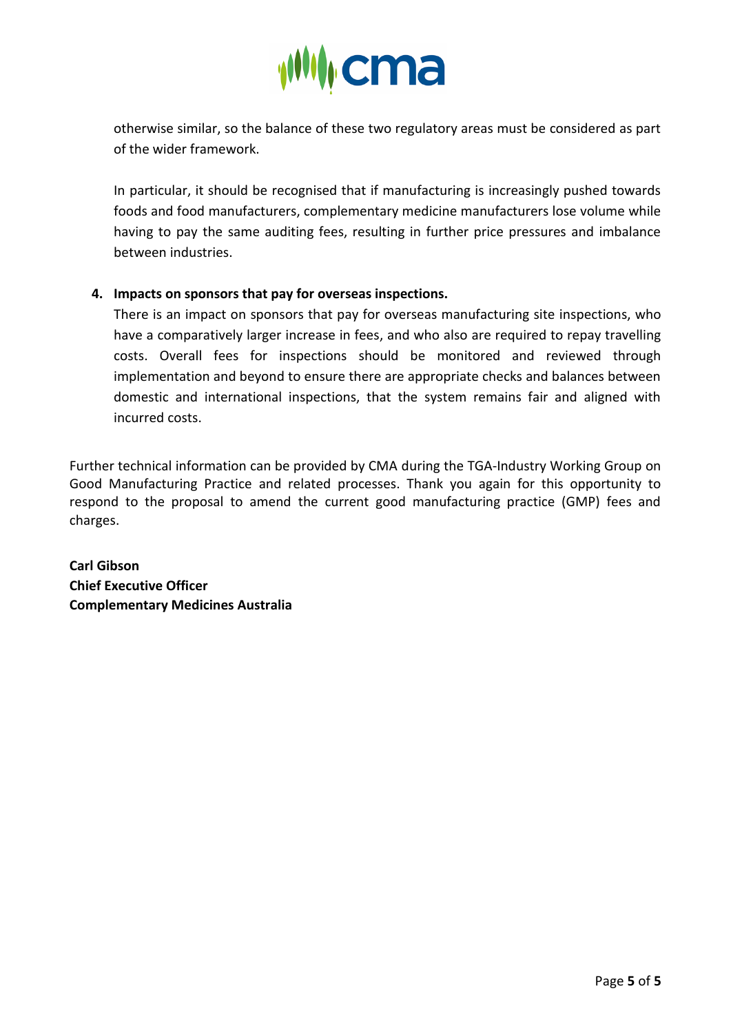otherwise similar, so the balance of these two regulatory areas must be considered as part of the wider framework.

In particular, it should be recognised that if manufacturing is increasingly pushed towards foods and food manufacturers, complementary medicine manufacturers lose volume while having to pay the same auditing fees, resulting in further price pressures and imbalance between industries.

4. **Impacts on sponsors that pay for overseas inspections.**

   There is an impact on sponsors that pay for overseas manufacturing site inspections, who have a comparatively larger increase in fees, and who also are required to repay travelling costs. Overall fees for inspections should be monitored and reviewed through implementation and beyond to ensure there are appropriate checks and balances between domestic and international inspections, that the system remains fair and aligned with incurred costs.

Further technical information can be provided by CMA during the TGA-Industry Working Group on Good Manufacturing Practice and related processes. Thank you again for this opportunity to respond to the proposal to amend the current good manufacturing practice (GMP) fees and charges.

**Carl Gibson**
**Chief Executive Officer**
**Complementary Medicines Australia**